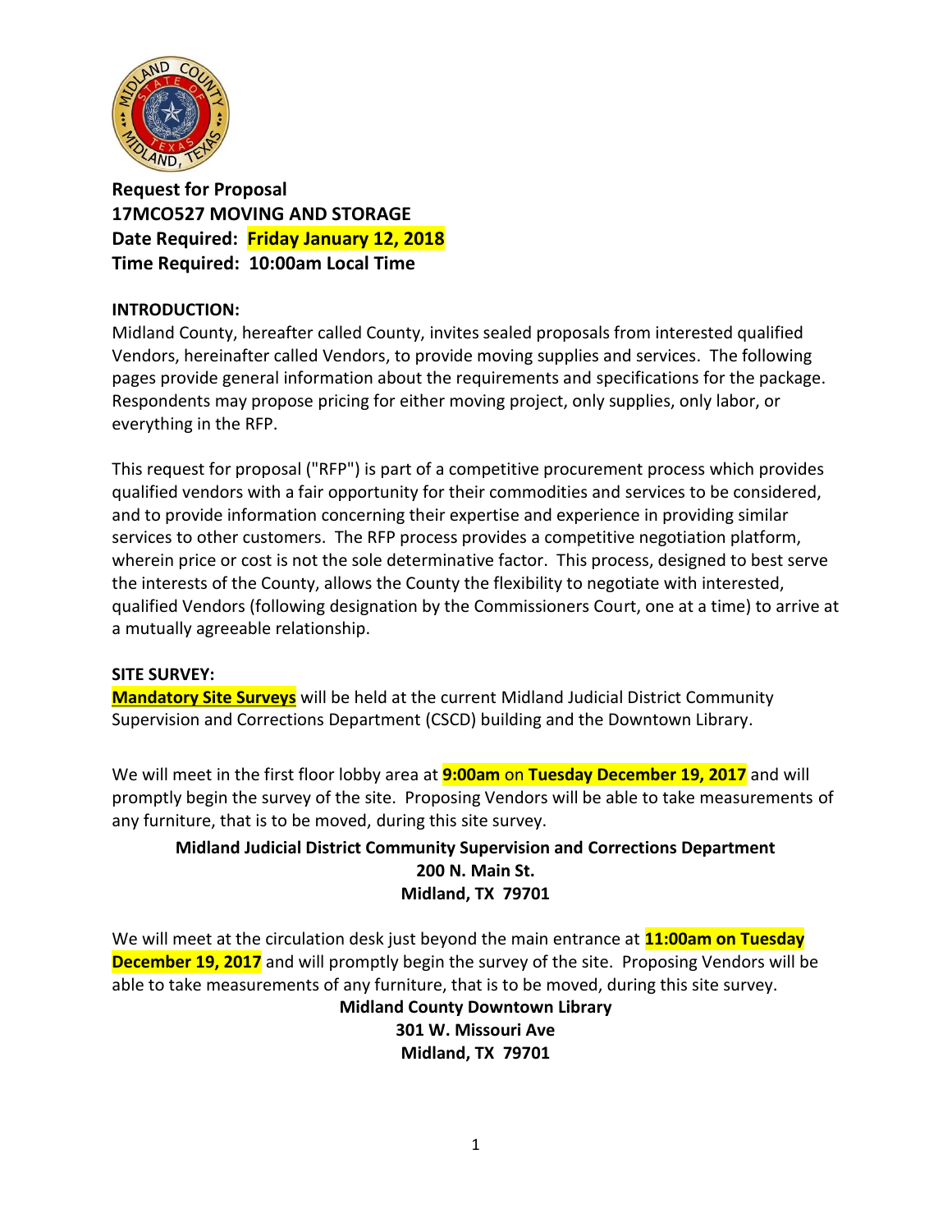**Request for Proposal**
**17MCO527 MOVING AND STORAGE**
**Date Required: Friday January 12, 2018**
**Time Required: 10:00am Local Time**

**INTRODUCTION:**

Midland County, hereafter called County, invites sealed proposals from interested qualified Vendors, hereinafter called Vendors, to provide moving supplies and services. The following pages provide general information about the requirements and specifications for the package. Respondents may propose pricing for either moving project, only supplies, only labor, or everything in the RFP.

This request for proposal ("RFP") is part of a competitive procurement process which provides qualified vendors with a fair opportunity for their commodities and services to be considered, and to provide information concerning their expertise and experience in providing similar services to other customers. The RFP process provides a competitive negotiation platform, wherein price or cost is not the sole determinative factor. This process, designed to best serve the interests of the County, allows the County the flexibility to negotiate with interested, qualified Vendors (following designation by the Commissioners Court, one at a time) to arrive at a mutually agreeable relationship.

**SITE SURVEY:**

**Mandatory Site Surveys** will be held at the current Midland Judicial District Community Supervision and Corrections Department (CSCD) building and the Downtown Library.

We will meet in the first floor lobby area at **9:00am** on **Tuesday December 19, 2017** and will promptly begin the survey of the site. Proposing Vendors will be able to take measurements of any furniture, that is to be moved, during this site survey.

**Midland Judicial District Community Supervision and Corrections Department**
**200 N. Main St.**
**Midland, TX 79701**

We will meet at the circulation desk just beyond the main entrance at **11:00am on Tuesday December 19, 2017** and will promptly begin the survey of the site. Proposing Vendors will be able to take measurements of any furniture, that is to be moved, during this site survey.

**Midland County Downtown Library**
**301 W. Missouri Ave**
**Midland, TX 79701**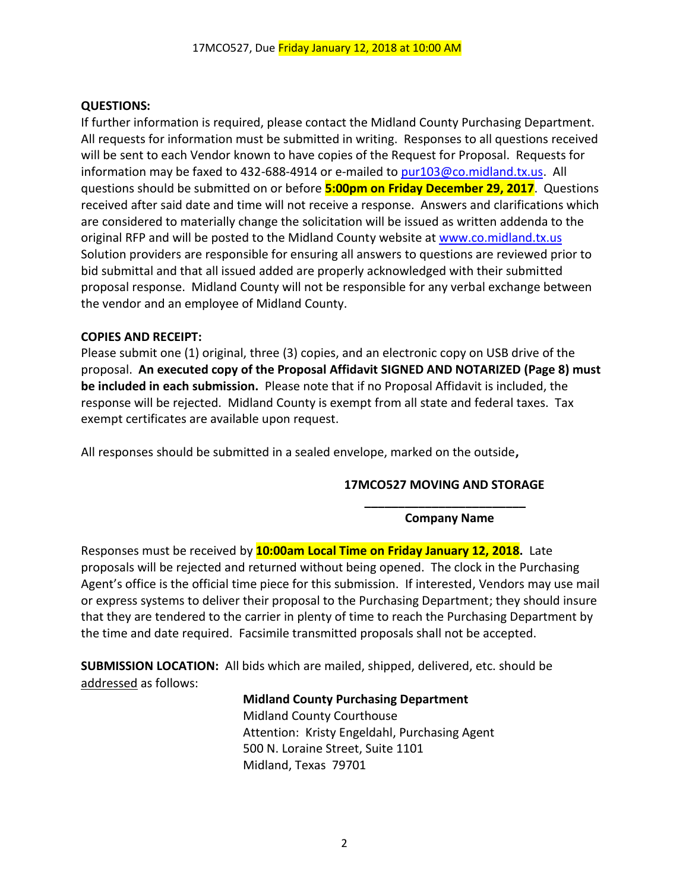**QUESTIONS:**
If further information is required, please contact the Midland County Purchasing Department. All requests for information must be submitted in writing. Responses to all questions received will be sent to each Vendor known to have copies of the Request for Proposal. Requests for information may be faxed to 432-688-4914 or e-mailed to pur103@co.midland.tx.us. All questions should be submitted on or before **5:00pm on Friday December 29, 2017**. Questions received after said date and time will not receive a response. Answers and clarifications which are considered to materially change the solicitation will be issued as written addenda to the original RFP and will be posted to the Midland County website at www.co.midland.tx.us Solution providers are responsible for ensuring all answers to questions are reviewed prior to bid submittal and that all issued added are properly acknowledged with their submitted proposal response. Midland County will not be responsible for any verbal exchange between the vendor and an employee of Midland County.

**COPIES AND RECEIPT:**
Please submit one (1) original, three (3) copies, and an electronic copy on USB drive of the proposal. **An executed copy of the Proposal Affidavit SIGNED AND NOTARIZED (Page 8) must be included in each submission.** Please note that if no Proposal Affidavit is included, the response will be rejected. Midland County is exempt from all state and federal taxes. Tax exempt certificates are available upon request.

All responses should be submitted in a sealed envelope, marked on the outside**,**

**17MCO527 MOVING AND STORAGE**

**________________________**
**Company Name**

Responses must be received by **10:00am Local Time on Friday January 12, 2018.** Late proposals will be rejected and returned without being opened. The clock in the Purchasing Agent's office is the official time piece for this submission. If interested, Vendors may use mail or express systems to deliver their proposal to the Purchasing Department; they should insure that they are tendered to the carrier in plenty of time to reach the Purchasing Department by the time and date required. Facsimile transmitted proposals shall not be accepted.

**SUBMISSION LOCATION:** All bids which are mailed, shipped, delivered, etc. should be addressed as follows:

**Midland County Purchasing Department**
Midland County Courthouse
Attention: Kristy Engeldahl, Purchasing Agent
500 N. Loraine Street, Suite 1101
Midland, Texas 79701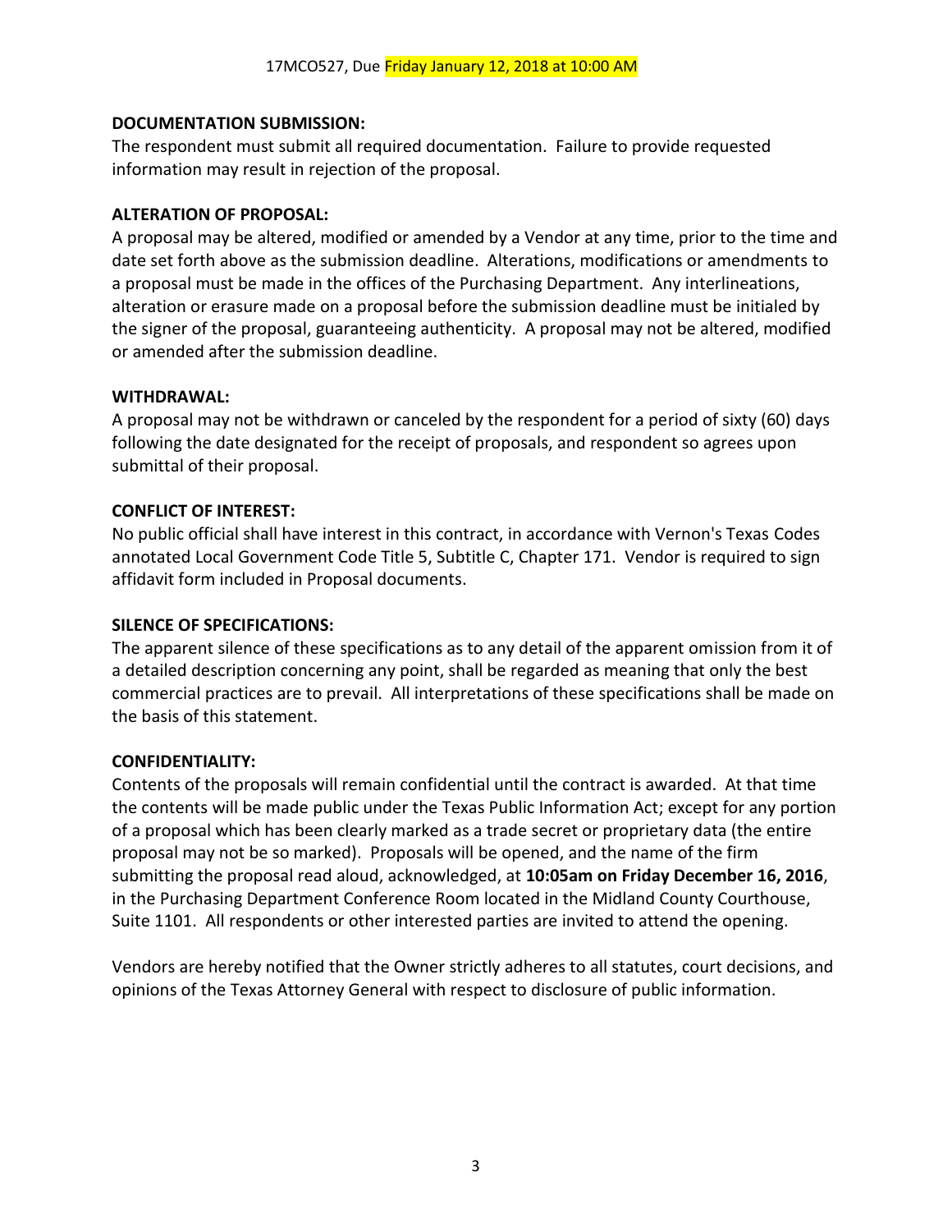17MCO527, Due Friday January 12, 2018 at 10:00 AM

**DOCUMENTATION SUBMISSION:**

The respondent must submit all required documentation. Failure to provide requested information may result in rejection of the proposal.

**ALTERATION OF PROPOSAL:**

A proposal may be altered, modified or amended by a Vendor at any time, prior to the time and date set forth above as the submission deadline. Alterations, modifications or amendments to a proposal must be made in the offices of the Purchasing Department. Any interlineations, alteration or erasure made on a proposal before the submission deadline must be initialed by the signer of the proposal, guaranteeing authenticity. A proposal may not be altered, modified or amended after the submission deadline.

**WITHDRAWAL:**

A proposal may not be withdrawn or canceled by the respondent for a period of sixty (60) days following the date designated for the receipt of proposals, and respondent so agrees upon submittal of their proposal.

**CONFLICT OF INTEREST:**

No public official shall have interest in this contract, in accordance with Vernon's Texas Codes annotated Local Government Code Title 5, Subtitle C, Chapter 171. Vendor is required to sign affidavit form included in Proposal documents.

**SILENCE OF SPECIFICATIONS:**

The apparent silence of these specifications as to any detail of the apparent omission from it of a detailed description concerning any point, shall be regarded as meaning that only the best commercial practices are to prevail. All interpretations of these specifications shall be made on the basis of this statement.

**CONFIDENTIALITY:**

Contents of the proposals will remain confidential until the contract is awarded. At that time the contents will be made public under the Texas Public Information Act; except for any portion of a proposal which has been clearly marked as a trade secret or proprietary data (the entire proposal may not be so marked). Proposals will be opened, and the name of the firm submitting the proposal read aloud, acknowledged, at **10:05am on Friday December 16, 2016**, in the Purchasing Department Conference Room located in the Midland County Courthouse, Suite 1101. All respondents or other interested parties are invited to attend the opening.

Vendors are hereby notified that the Owner strictly adheres to all statutes, court decisions, and opinions of the Texas Attorney General with respect to disclosure of public information.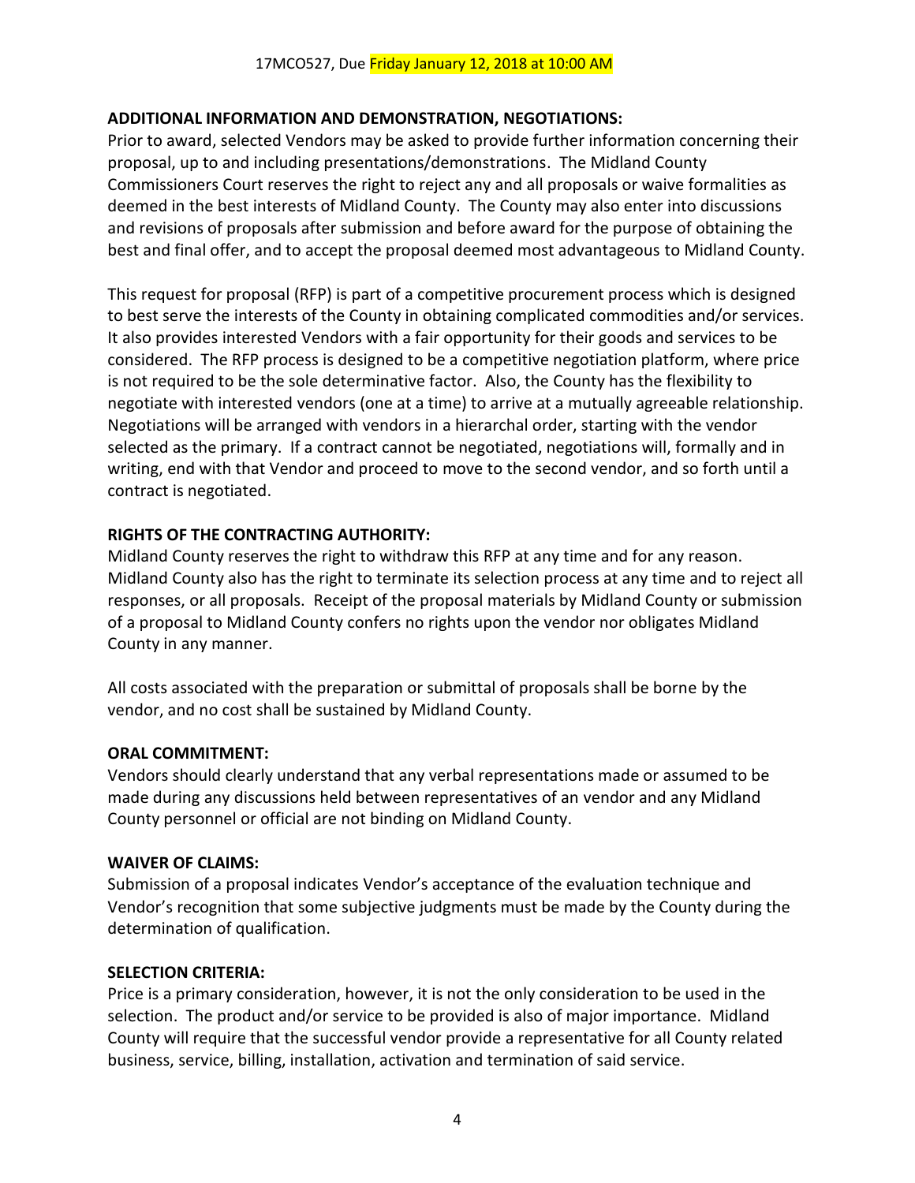**ADDITIONAL INFORMATION AND DEMONSTRATION, NEGOTIATIONS:**

Prior to award, selected Vendors may be asked to provide further information concerning their proposal, up to and including presentations/demonstrations. The Midland County Commissioners Court reserves the right to reject any and all proposals or waive formalities as deemed in the best interests of Midland County. The County may also enter into discussions and revisions of proposals after submission and before award for the purpose of obtaining the best and final offer, and to accept the proposal deemed most advantageous to Midland County.

This request for proposal (RFP) is part of a competitive procurement process which is designed to best serve the interests of the County in obtaining complicated commodities and/or services. It also provides interested Vendors with a fair opportunity for their goods and services to be considered. The RFP process is designed to be a competitive negotiation platform, where price is not required to be the sole determinative factor. Also, the County has the flexibility to negotiate with interested vendors (one at a time) to arrive at a mutually agreeable relationship. Negotiations will be arranged with vendors in a hierarchal order, starting with the vendor selected as the primary. If a contract cannot be negotiated, negotiations will, formally and in writing, end with that Vendor and proceed to move to the second vendor, and so forth until a contract is negotiated.

**RIGHTS OF THE CONTRACTING AUTHORITY:**

Midland County reserves the right to withdraw this RFP at any time and for any reason. Midland County also has the right to terminate its selection process at any time and to reject all responses, or all proposals. Receipt of the proposal materials by Midland County or submission of a proposal to Midland County confers no rights upon the vendor nor obligates Midland County in any manner.

All costs associated with the preparation or submittal of proposals shall be borne by the vendor, and no cost shall be sustained by Midland County.

**ORAL COMMITMENT:**

Vendors should clearly understand that any verbal representations made or assumed to be made during any discussions held between representatives of an vendor and any Midland County personnel or official are not binding on Midland County.

**WAIVER OF CLAIMS:**

Submission of a proposal indicates Vendor's acceptance of the evaluation technique and Vendor's recognition that some subjective judgments must be made by the County during the determination of qualification.

**SELECTION CRITERIA:**

Price is a primary consideration, however, it is not the only consideration to be used in the selection. The product and/or service to be provided is also of major importance. Midland County will require that the successful vendor provide a representative for all County related business, service, billing, installation, activation and termination of said service.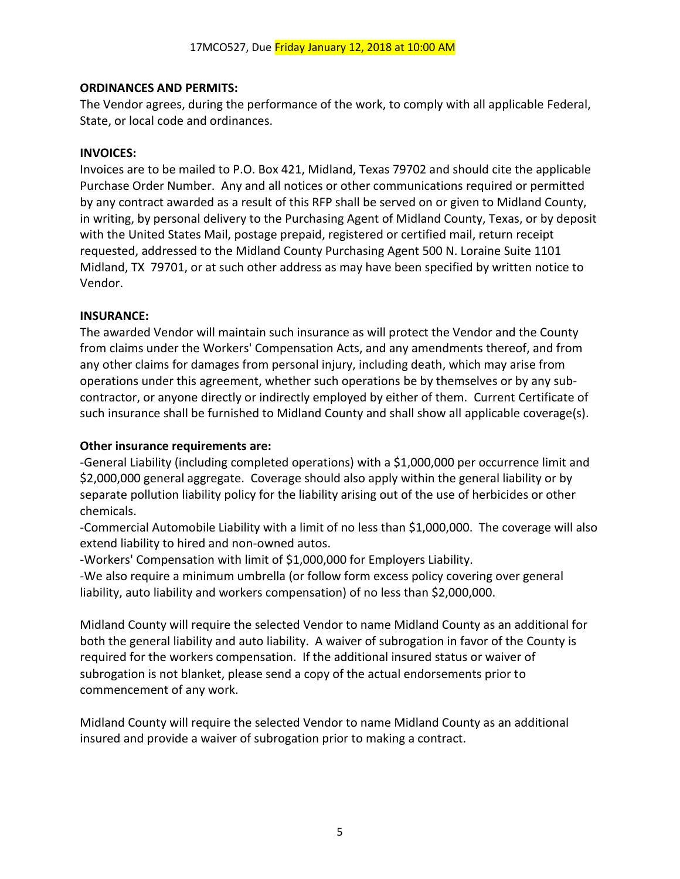**ORDINANCES AND PERMITS:**

The Vendor agrees, during the performance of the work, to comply with all applicable Federal, State, or local code and ordinances.

**INVOICES:**

Invoices are to be mailed to P.O. Box 421, Midland, Texas 79702 and should cite the applicable Purchase Order Number. Any and all notices or other communications required or permitted by any contract awarded as a result of this RFP shall be served on or given to Midland County, in writing, by personal delivery to the Purchasing Agent of Midland County, Texas, or by deposit with the United States Mail, postage prepaid, registered or certified mail, return receipt requested, addressed to the Midland County Purchasing Agent 500 N. Loraine Suite 1101 Midland, TX 79701, or at such other address as may have been specified by written notice to Vendor.

**INSURANCE:**

The awarded Vendor will maintain such insurance as will protect the Vendor and the County from claims under the Workers' Compensation Acts, and any amendments thereof, and from any other claims for damages from personal injury, including death, which may arise from operations under this agreement, whether such operations be by themselves or by any sub-contractor, or anyone directly or indirectly employed by either of them. Current Certificate of such insurance shall be furnished to Midland County and shall show all applicable coverage(s).

**Other insurance requirements are:**

-General Liability (including completed operations) with a $1,000,000 per occurrence limit and $2,000,000 general aggregate. Coverage should also apply within the general liability or by separate pollution liability policy for the liability arising out of the use of herbicides or other chemicals.

-Commercial Automobile Liability with a limit of no less than $1,000,000. The coverage will also extend liability to hired and non-owned autos.

-Workers' Compensation with limit of $1,000,000 for Employers Liability.

-We also require a minimum umbrella (or follow form excess policy covering over general liability, auto liability and workers compensation) of no less than $2,000,000.

Midland County will require the selected Vendor to name Midland County as an additional for both the general liability and auto liability. A waiver of subrogation in favor of the County is required for the workers compensation. If the additional insured status or waiver of subrogation is not blanket, please send a copy of the actual endorsements prior to commencement of any work.

Midland County will require the selected Vendor to name Midland County as an additional insured and provide a waiver of subrogation prior to making a contract.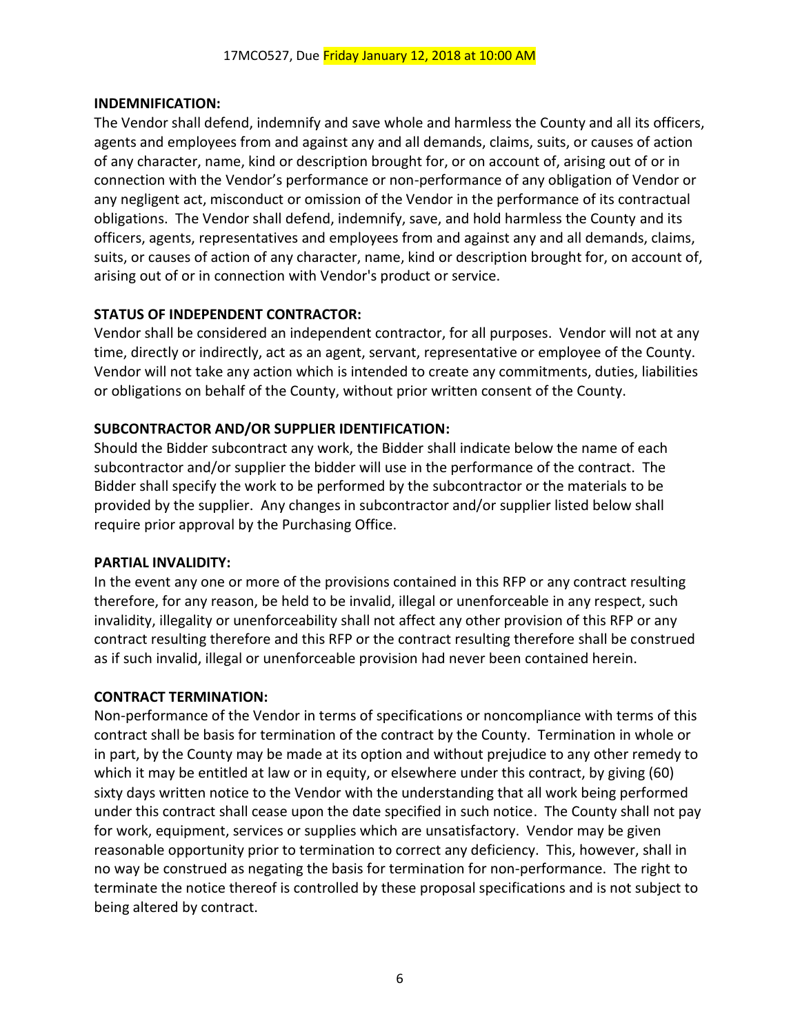**INDEMNIFICATION:**

The Vendor shall defend, indemnify and save whole and harmless the County and all its officers, agents and employees from and against any and all demands, claims, suits, or causes of action of any character, name, kind or description brought for, or on account of, arising out of or in connection with the Vendor's performance or non-performance of any obligation of Vendor or any negligent act, misconduct or omission of the Vendor in the performance of its contractual obligations. The Vendor shall defend, indemnify, save, and hold harmless the County and its officers, agents, representatives and employees from and against any and all demands, claims, suits, or causes of action of any character, name, kind or description brought for, on account of, arising out of or in connection with Vendor's product or service.

**STATUS OF INDEPENDENT CONTRACTOR:**

Vendor shall be considered an independent contractor, for all purposes. Vendor will not at any time, directly or indirectly, act as an agent, servant, representative or employee of the County. Vendor will not take any action which is intended to create any commitments, duties, liabilities or obligations on behalf of the County, without prior written consent of the County.

**SUBCONTRACTOR AND/OR SUPPLIER IDENTIFICATION:**

Should the Bidder subcontract any work, the Bidder shall indicate below the name of each subcontractor and/or supplier the bidder will use in the performance of the contract. The Bidder shall specify the work to be performed by the subcontractor or the materials to be provided by the supplier. Any changes in subcontractor and/or supplier listed below shall require prior approval by the Purchasing Office.

**PARTIAL INVALIDITY:**

In the event any one or more of the provisions contained in this RFP or any contract resulting therefore, for any reason, be held to be invalid, illegal or unenforceable in any respect, such invalidity, illegality or unenforceability shall not affect any other provision of this RFP or any contract resulting therefore and this RFP or the contract resulting therefore shall be construed as if such invalid, illegal or unenforceable provision had never been contained herein.

**CONTRACT TERMINATION:**

Non-performance of the Vendor in terms of specifications or noncompliance with terms of this contract shall be basis for termination of the contract by the County. Termination in whole or in part, by the County may be made at its option and without prejudice to any other remedy to which it may be entitled at law or in equity, or elsewhere under this contract, by giving (60) sixty days written notice to the Vendor with the understanding that all work being performed under this contract shall cease upon the date specified in such notice. The County shall not pay for work, equipment, services or supplies which are unsatisfactory. Vendor may be given reasonable opportunity prior to termination to correct any deficiency. This, however, shall in no way be construed as negating the basis for termination for non-performance. The right to terminate the notice thereof is controlled by these proposal specifications and is not subject to being altered by contract.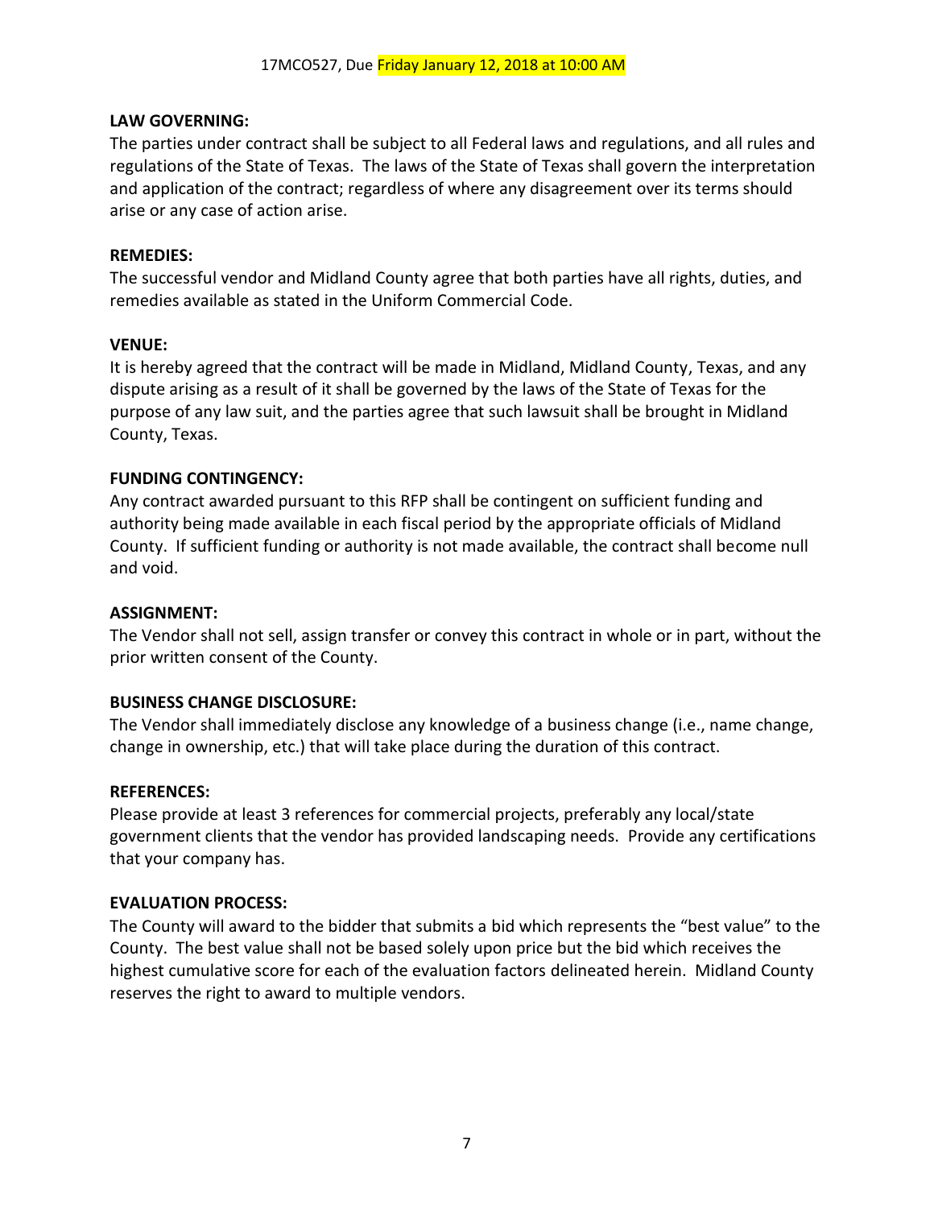**LAW GOVERNING:**

The parties under contract shall be subject to all Federal laws and regulations, and all rules and regulations of the State of Texas. The laws of the State of Texas shall govern the interpretation and application of the contract; regardless of where any disagreement over its terms should arise or any case of action arise.

**REMEDIES:**

The successful vendor and Midland County agree that both parties have all rights, duties, and remedies available as stated in the Uniform Commercial Code.

**VENUE:**

It is hereby agreed that the contract will be made in Midland, Midland County, Texas, and any dispute arising as a result of it shall be governed by the laws of the State of Texas for the purpose of any law suit, and the parties agree that such lawsuit shall be brought in Midland County, Texas.

**FUNDING CONTINGENCY:**

Any contract awarded pursuant to this RFP shall be contingent on sufficient funding and authority being made available in each fiscal period by the appropriate officials of Midland County. If sufficient funding or authority is not made available, the contract shall become null and void.

**ASSIGNMENT:**

The Vendor shall not sell, assign transfer or convey this contract in whole or in part, without the prior written consent of the County.

**BUSINESS CHANGE DISCLOSURE:**

The Vendor shall immediately disclose any knowledge of a business change (i.e., name change, change in ownership, etc.) that will take place during the duration of this contract.

**REFERENCES:**

Please provide at least 3 references for commercial projects, preferably any local/state government clients that the vendor has provided landscaping needs. Provide any certifications that your company has.

**EVALUATION PROCESS:**

The County will award to the bidder that submits a bid which represents the "best value" to the County. The best value shall not be based solely upon price but the bid which receives the highest cumulative score for each of the evaluation factors delineated herein. Midland County reserves the right to award to multiple vendors.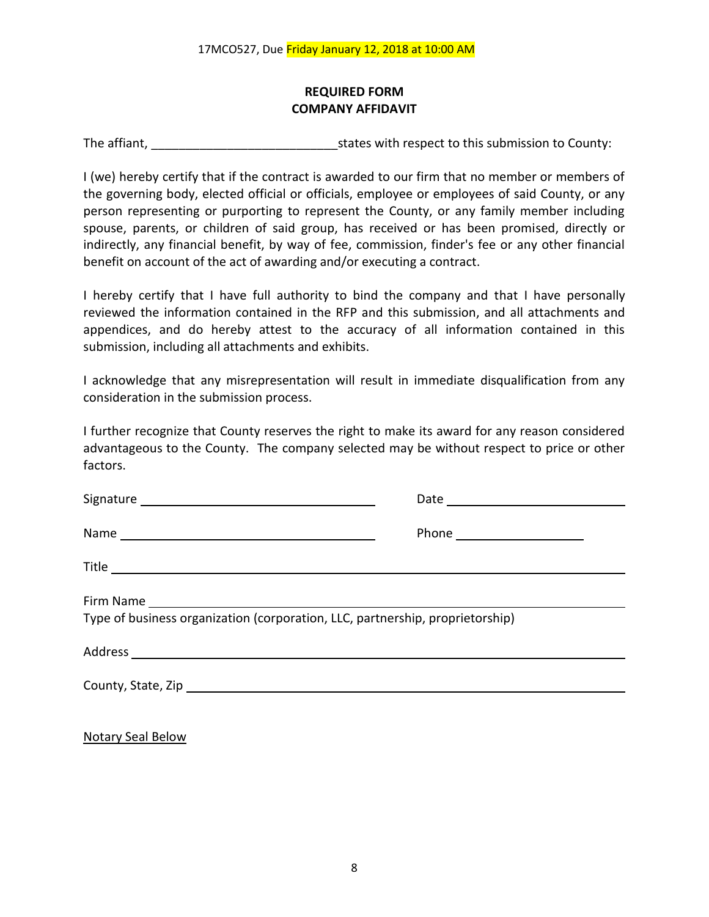17MCO527, Due Friday January 12, 2018 at 10:00 AM

**REQUIRED FORM**
**COMPANY AFFIDAVIT**

The affiant, ___________________________ states with respect to this submission to County:

I (we) hereby certify that if the contract is awarded to our firm that no member or members of the governing body, elected official or officials, employee or employees of said County, or any person representing or purporting to represent the County, or any family member including spouse, parents, or children of said group, has received or has been promised, directly or indirectly, any financial benefit, by way of fee, commission, finder's fee or any other financial benefit on account of the act of awarding and/or executing a contract.

I hereby certify that I have full authority to bind the company and that I have personally reviewed the information contained in the RFP and this submission, and all attachments and appendices, and do hereby attest to the accuracy of all information contained in this submission, including all attachments and exhibits.

I acknowledge that any misrepresentation will result in immediate disqualification from any consideration in the submission process.

I further recognize that County reserves the right to make its award for any reason considered advantageous to the County. The company selected may be without respect to price or other factors.

Signature ___________________________________ Date ___________________________

Name ______________________________________ Phone ____________________

Title _____________________________________________________________________________

Firm Name _________________________________________________________________________
Type of business organization (corporation, LLC, partnership, proprietorship)

Address ___________________________________________________________________________

County, State, Zip __________________________________________________________________

Notary Seal Below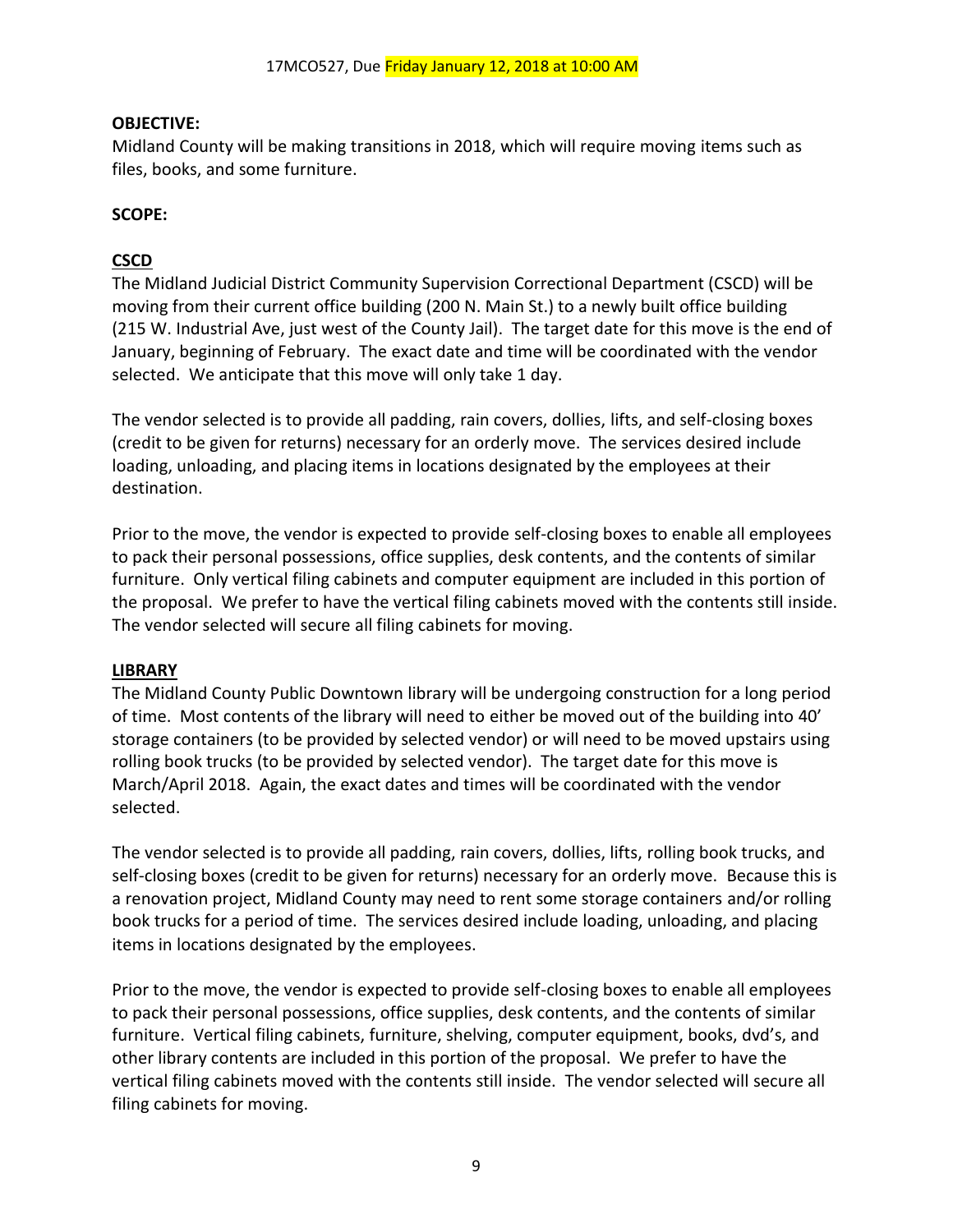**OBJECTIVE:**
Midland County will be making transitions in 2018, which will require moving items such as files, books, and some furniture.

**SCOPE:**

**CSCD**
The Midland Judicial District Community Supervision Correctional Department (CSCD) will be moving from their current office building (200 N. Main St.) to a newly built office building (215 W. Industrial Ave, just west of the County Jail). The target date for this move is the end of January, beginning of February. The exact date and time will be coordinated with the vendor selected. We anticipate that this move will only take 1 day.

The vendor selected is to provide all padding, rain covers, dollies, lifts, and self-closing boxes (credit to be given for returns) necessary for an orderly move. The services desired include loading, unloading, and placing items in locations designated by the employees at their destination.

Prior to the move, the vendor is expected to provide self-closing boxes to enable all employees to pack their personal possessions, office supplies, desk contents, and the contents of similar furniture. Only vertical filing cabinets and computer equipment are included in this portion of the proposal. We prefer to have the vertical filing cabinets moved with the contents still inside. The vendor selected will secure all filing cabinets for moving.

**LIBRARY**
The Midland County Public Downtown library will be undergoing construction for a long period of time. Most contents of the library will need to either be moved out of the building into 40' storage containers (to be provided by selected vendor) or will need to be moved upstairs using rolling book trucks (to be provided by selected vendor). The target date for this move is March/April 2018. Again, the exact dates and times will be coordinated with the vendor selected.

The vendor selected is to provide all padding, rain covers, dollies, lifts, rolling book trucks, and self-closing boxes (credit to be given for returns) necessary for an orderly move. Because this is a renovation project, Midland County may need to rent some storage containers and/or rolling book trucks for a period of time. The services desired include loading, unloading, and placing items in locations designated by the employees.

Prior to the move, the vendor is expected to provide self-closing boxes to enable all employees to pack their personal possessions, office supplies, desk contents, and the contents of similar furniture. Vertical filing cabinets, furniture, shelving, computer equipment, books, dvd's, and other library contents are included in this portion of the proposal. We prefer to have the vertical filing cabinets moved with the contents still inside. The vendor selected will secure all filing cabinets for moving.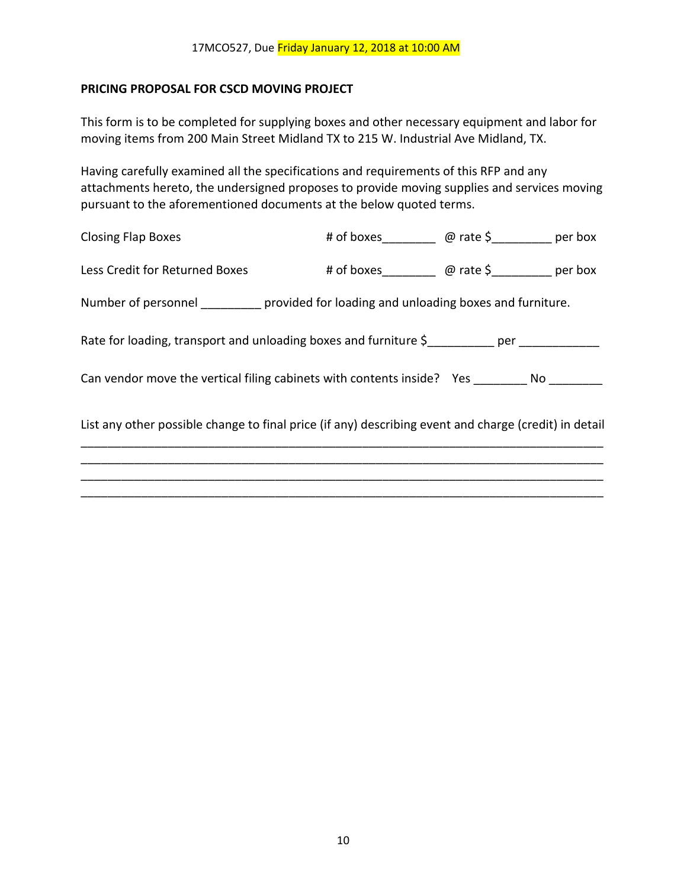17MCO527, Due Friday January 12, 2018 at 10:00 AM

**PRICING PROPOSAL FOR CSCD MOVING PROJECT**

This form is to be completed for supplying boxes and other necessary equipment and labor for moving items from 200 Main Street Midland TX to 215 W. Industrial Ave Midland, TX.

Having carefully examined all the specifications and requirements of this RFP and any attachments hereto, the undersigned proposes to provide moving supplies and services moving pursuant to the aforementioned documents at the below quoted terms.

Closing Flap Boxes # of boxes________ @ rate $_________ per box

Less Credit for Returned Boxes # of boxes________ @ rate $_________ per box

Number of personnel _________ provided for loading and unloading boxes and furniture.

Rate for loading, transport and unloading boxes and furniture $__________ per ____________

Can vendor move the vertical filing cabinets with contents inside? Yes ________ No ________

List any other possible change to final price (if any) describing event and charge (credit) in detail

________________________________________________________________________________

________________________________________________________________________________

________________________________________________________________________________

________________________________________________________________________________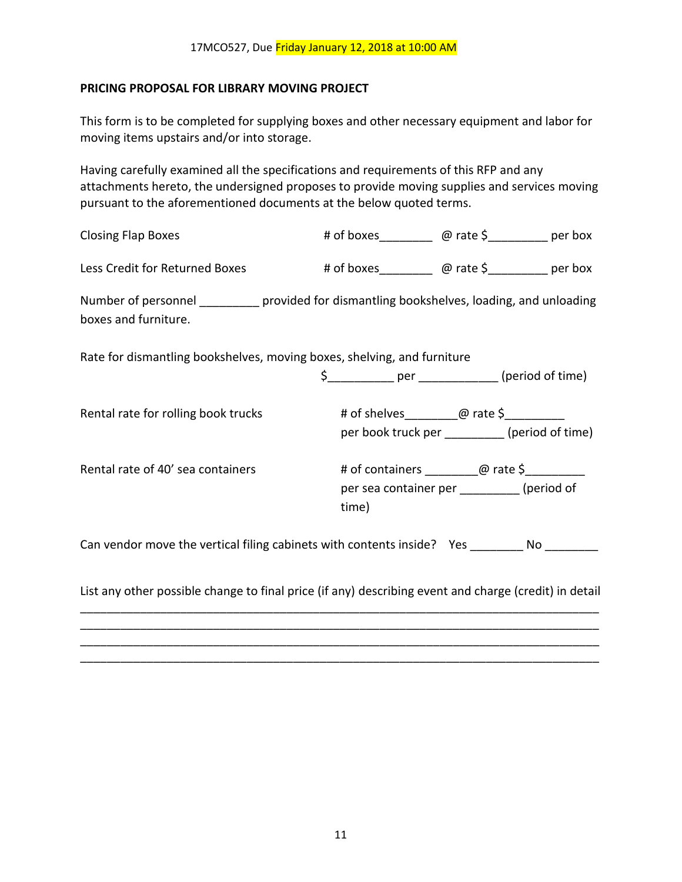17MCO527, Due Friday January 12, 2018 at 10:00 AM

**PRICING PROPOSAL FOR LIBRARY MOVING PROJECT**

This form is to be completed for supplying boxes and other necessary equipment and labor for moving items upstairs and/or into storage.

Having carefully examined all the specifications and requirements of this RFP and any attachments hereto, the undersigned proposes to provide moving supplies and services moving pursuant to the aforementioned documents at the below quoted terms.

Closing Flap Boxes # of boxes________ @ rate $_________ per box

Less Credit for Returned Boxes # of boxes________ @ rate $_________ per box

Number of personnel _________ provided for dismantling bookshelves, loading, and unloading boxes and furniture.

Rate for dismantling bookshelves, moving boxes, shelving, and furniture
$__________ per ____________ (period of time)

Rental rate for rolling book trucks # of shelves________@ rate $_________ per book truck per _________ (period of time)

Rental rate of 40' sea containers # of containers ________@ rate $_________ per sea container per _________ (period of time)

Can vendor move the vertical filing cabinets with contents inside? Yes ________ No ________

List any other possible change to final price (if any) describing event and charge (credit) in detail
________________________________________________________________________________
________________________________________________________________________________
________________________________________________________________________________
________________________________________________________________________________